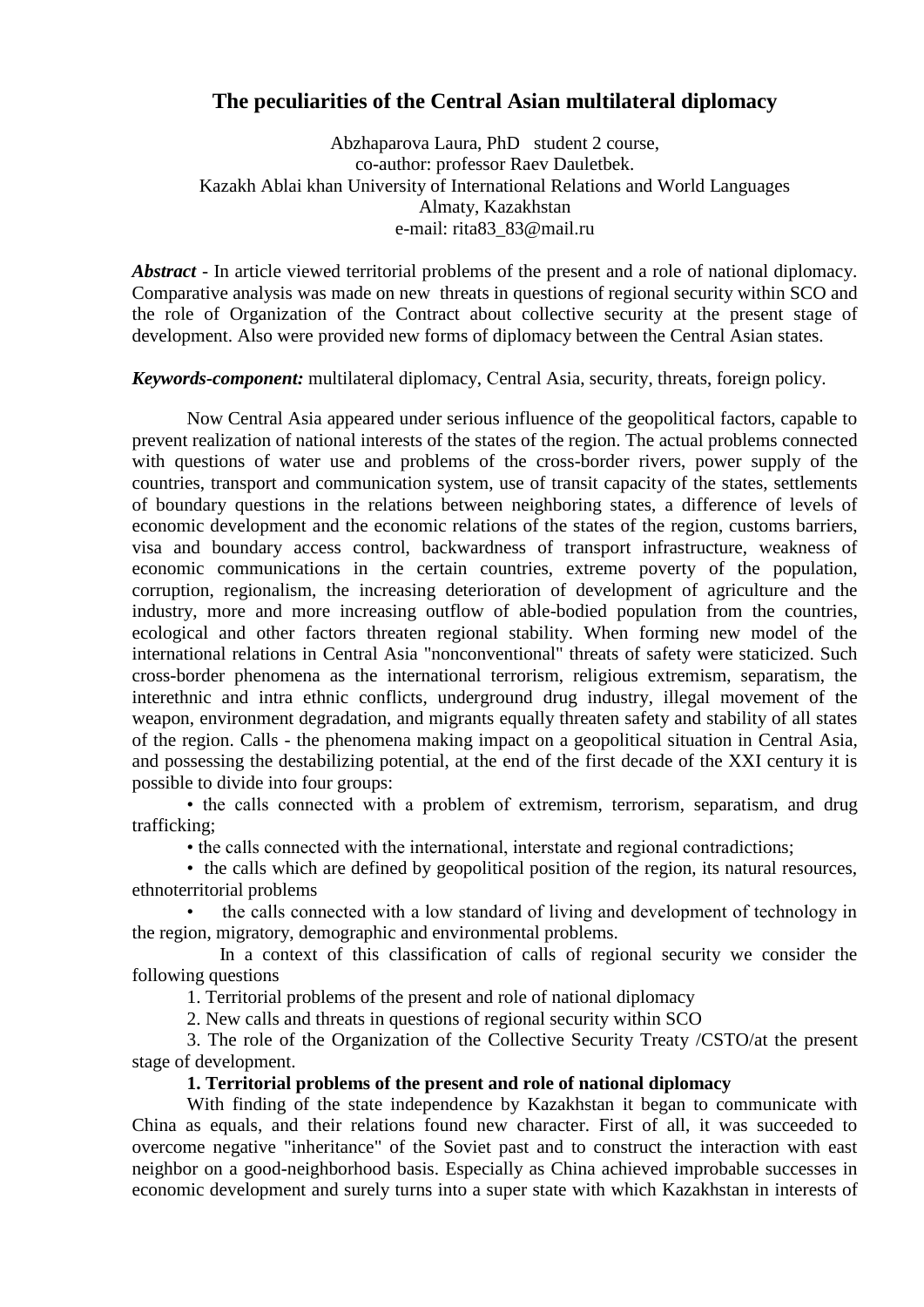# The peculiarities of the Central Asian multilateral diplomacy

Abzhaparova Laura, PhD student 2 course,
co-author: professor Raev Dauletbek.
Kazakh Ablai khan University of International Relations and World Languages
Almaty, Kazakhstan
e-mail: rita83_83@mail.ru

***Abstract*** - In article viewed territorial problems of the present and a role of national diplomacy. Comparative analysis was made on new threats in questions of regional security within SCO and the role of Organization of the Contract about collective security at the present stage of development. Also were provided new forms of diplomacy between the Central Asian states.

***Keywords-component:*** multilateral diplomacy, Central Asia, security, threats, foreign policy.

Now Central Asia appeared under serious influence of the geopolitical factors, capable to prevent realization of national interests of the states of the region. The actual problems connected with questions of water use and problems of the cross-border rivers, power supply of the countries, transport and communication system, use of transit capacity of the states, settlements of boundary questions in the relations between neighboring states, a difference of levels of economic development and the economic relations of the states of the region, customs barriers, visa and boundary access control, backwardness of transport infrastructure, weakness of economic communications in the certain countries, extreme poverty of the population, corruption, regionalism, the increasing deterioration of development of agriculture and the industry, more and more increasing outflow of able-bodied population from the countries, ecological and other factors threaten regional stability. When forming new model of the international relations in Central Asia "nonconventional" threats of safety were staticized. Such cross-border phenomena as the international terrorism, religious extremism, separatism, the interethnic and intra ethnic conflicts, underground drug industry, illegal movement of the weapon, environment degradation, and migrants equally threaten safety and stability of all states of the region. Calls - the phenomena making impact on a geopolitical situation in Central Asia, and possessing the destabilizing potential, at the end of the first decade of the XXI century it is possible to divide into four groups:

- the calls connected with a problem of extremism, terrorism, separatism, and drug trafficking;
- the calls connected with the international, interstate and regional contradictions;
- the calls which are defined by geopolitical position of the region, its natural resources, ethnoterritorial problems
- the calls connected with a low standard of living and development of technology in the region, migratory, demographic and environmental problems.

In a context of this classification of calls of regional security we consider the following questions

1. Territorial problems of the present and role of national diplomacy
2. New calls and threats in questions of regional security within SCO
3. The role of the Organization of the Collective Security Treaty /CSTO/at the present stage of development.

**1. Territorial problems of the present and role of national diplomacy**

With finding of the state independence by Kazakhstan it began to communicate with China as equals, and their relations found new character. First of all, it was succeeded to overcome negative "inheritance" of the Soviet past and to construct the interaction with east neighbor on a good-neighborhood basis. Especially as China achieved improbable successes in economic development and surely turns into a super state with which Kazakhstan in interests of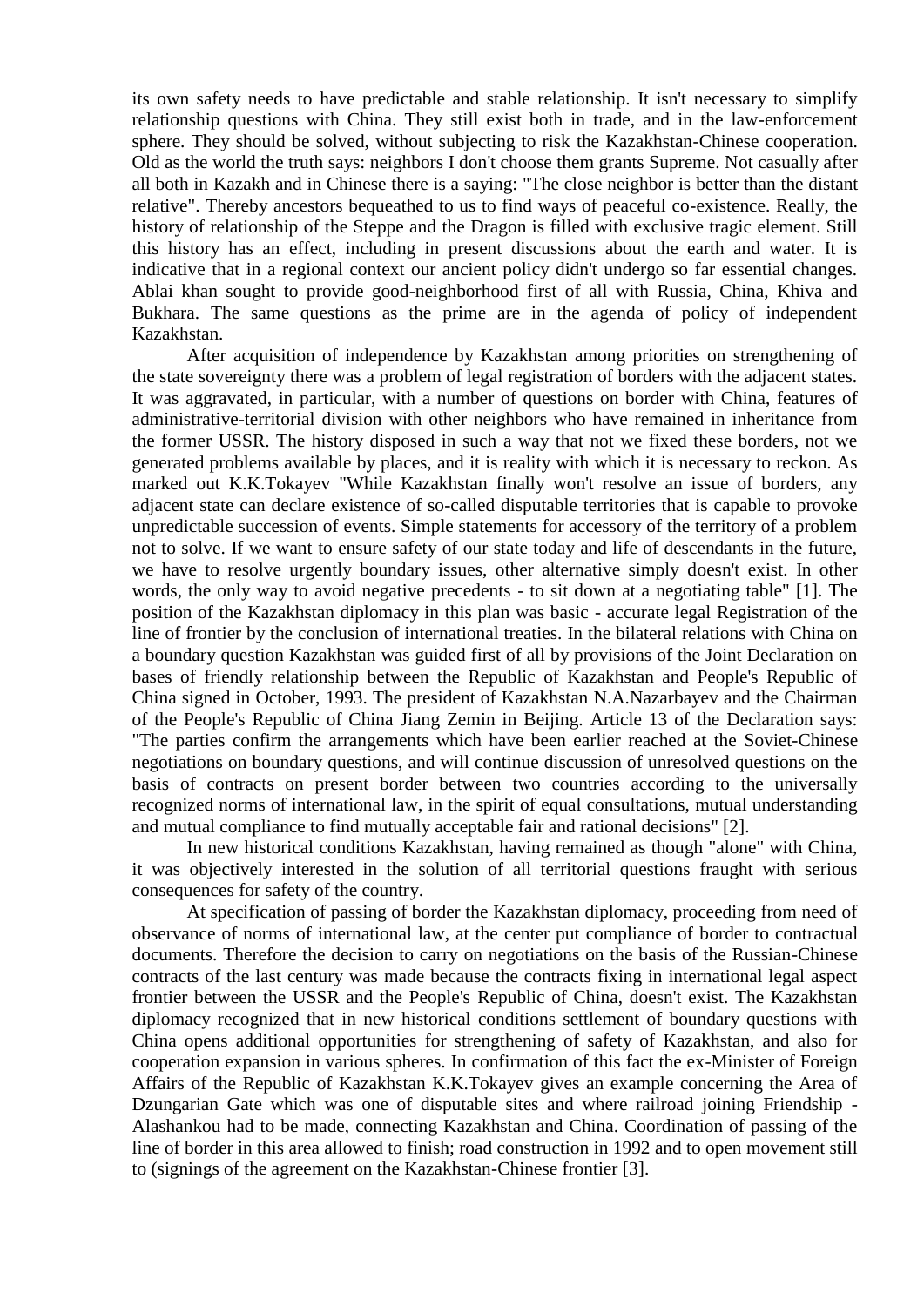its own safety needs to have predictable and stable relationship. It isn't necessary to simplify relationship questions with China. They still exist both in trade, and in the law-enforcement sphere. They should be solved, without subjecting to risk the Kazakhstan-Chinese cooperation. Old as the world the truth says: neighbors I don't choose them grants Supreme. Not casually after all both in Kazakh and in Chinese there is a saying: "The close neighbor is better than the distant relative". Thereby ancestors bequeathed to us to find ways of peaceful co-existence. Really, the history of relationship of the Steppe and the Dragon is filled with exclusive tragic element. Still this history has an effect, including in present discussions about the earth and water. It is indicative that in a regional context our ancient policy didn't undergo so far essential changes. Ablai khan sought to provide good-neighborhood first of all with Russia, China, Khiva and Bukhara. The same questions as the prime are in the agenda of policy of independent Kazakhstan.

After acquisition of independence by Kazakhstan among priorities on strengthening of the state sovereignty there was a problem of legal registration of borders with the adjacent states. It was aggravated, in particular, with a number of questions on border with China, features of administrative-territorial division with other neighbors who have remained in inheritance from the former USSR. The history disposed in such a way that not we fixed these borders, not we generated problems available by places, and it is reality with which it is necessary to reckon. As marked out K.K.Tokayev "While Kazakhstan finally won't resolve an issue of borders, any adjacent state can declare existence of so-called disputable territories that is capable to provoke unpredictable succession of events. Simple statements for accessory of the territory of a problem not to solve. If we want to ensure safety of our state today and life of descendants in the future, we have to resolve urgently boundary issues, other alternative simply doesn't exist. In other words, the only way to avoid negative precedents - to sit down at a negotiating table" [1]. The position of the Kazakhstan diplomacy in this plan was basic - accurate legal Registration of the line of frontier by the conclusion of international treaties. In the bilateral relations with China on a boundary question Kazakhstan was guided first of all by provisions of the Joint Declaration on bases of friendly relationship between the Republic of Kazakhstan and People's Republic of China signed in October, 1993. The president of Kazakhstan N.A.Nazarbayev and the Chairman of the People's Republic of China Jiang Zemin in Beijing. Article 13 of the Declaration says: "The parties confirm the arrangements which have been earlier reached at the Soviet-Chinese negotiations on boundary questions, and will continue discussion of unresolved questions on the basis of contracts on present border between two countries according to the universally recognized norms of international law, in the spirit of equal consultations, mutual understanding and mutual compliance to find mutually acceptable fair and rational decisions" [2].

In new historical conditions Kazakhstan, having remained as though "alone" with China, it was objectively interested in the solution of all territorial questions fraught with serious consequences for safety of the country.

At specification of passing of border the Kazakhstan diplomacy, proceeding from need of observance of norms of international law, at the center put compliance of border to contractual documents. Therefore the decision to carry on negotiations on the basis of the Russian-Chinese contracts of the last century was made because the contracts fixing in international legal aspect frontier between the USSR and the People's Republic of China, doesn't exist. The Kazakhstan diplomacy recognized that in new historical conditions settlement of boundary questions with China opens additional opportunities for strengthening of safety of Kazakhstan, and also for cooperation expansion in various spheres. In confirmation of this fact the ex-Minister of Foreign Affairs of the Republic of Kazakhstan K.K.Tokayev gives an example concerning the Area of Dzungarian Gate which was one of disputable sites and where railroad joining Friendship - Alashankou had to be made, connecting Kazakhstan and China. Coordination of passing of the line of border in this area allowed to finish; road construction in 1992 and to open movement still to (signings of the agreement on the Kazakhstan-Chinese frontier [3].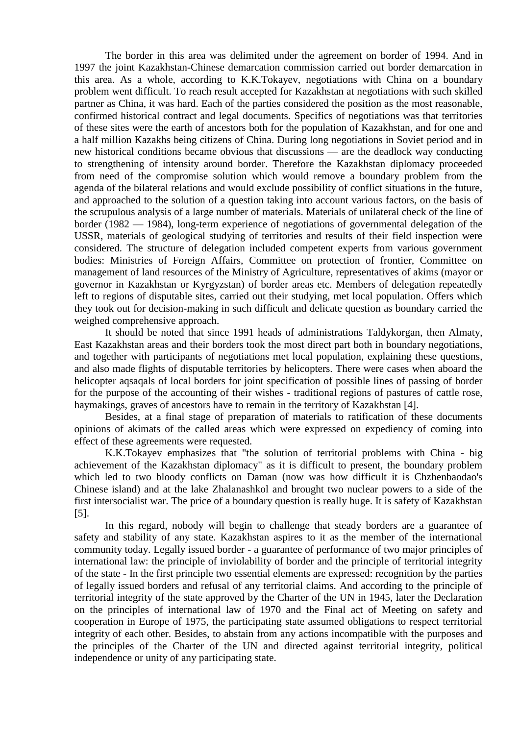The border in this area was delimited under the agreement on border of 1994. And in 1997 the joint Kazakhstan-Chinese demarcation commission carried out border demarcation in this area. As a whole, according to K.K.Tokayev, negotiations with China on a boundary problem went difficult. To reach result accepted for Kazakhstan at negotiations with such skilled partner as China, it was hard. Each of the parties considered the position as the most reasonable, confirmed historical contract and legal documents. Specifics of negotiations was that territories of these sites were the earth of ancestors both for the population of Kazakhstan, and for one and a half million Kazakhs being citizens of China. During long negotiations in Soviet period and in new historical conditions became obvious that discussions — are the deadlock way conducting to strengthening of intensity around border. Therefore the Kazakhstan diplomacy proceeded from need of the compromise solution which would remove a boundary problem from the agenda of the bilateral relations and would exclude possibility of conflict situations in the future, and approached to the solution of a question taking into account various factors, on the basis of the scrupulous analysis of a large number of materials. Materials of unilateral check of the line of border (1982 — 1984), long-term experience of negotiations of governmental delegation of the USSR, materials of geological studying of territories and results of their field inspection were considered. The structure of delegation included competent experts from various government bodies: Ministries of Foreign Affairs, Committee on protection of frontier, Committee on management of land resources of the Ministry of Agriculture, representatives of akims (mayor or governor in Kazakhstan or Kyrgyzstan) of border areas etc. Members of delegation repeatedly left to regions of disputable sites, carried out their studying, met local population. Offers which they took out for decision-making in such difficult and delicate question as boundary carried the weighed comprehensive approach.

It should be noted that since 1991 heads of administrations Taldykorgan, then Almaty, East Kazakhstan areas and their borders took the most direct part both in boundary negotiations, and together with participants of negotiations met local population, explaining these questions, and also made flights of disputable territories by helicopters. There were cases when aboard the helicopter aqsaqals of local borders for joint specification of possible lines of passing of border for the purpose of the accounting of their wishes - traditional regions of pastures of cattle rose, haymakings, graves of ancestors have to remain in the territory of Kazakhstan [4].

Besides, at a final stage of preparation of materials to ratification of these documents opinions of akimats of the called areas which were expressed on expediency of coming into effect of these agreements were requested.

K.K.Tokayev emphasizes that "the solution of territorial problems with China - big achievement of the Kazakhstan diplomacy" as it is difficult to present, the boundary problem which led to two bloody conflicts on Daman (now was how difficult it is Chzhenbaodao's Chinese island) and at the lake Zhalanashkol and brought two nuclear powers to a side of the first intersocialist war. The price of a boundary question is really huge. It is safety of Kazakhstan [5].

In this regard, nobody will begin to challenge that steady borders are a guarantee of safety and stability of any state. Kazakhstan aspires to it as the member of the international community today. Legally issued border - a guarantee of performance of two major principles of international law: the principle of inviolability of border and the principle of territorial integrity of the state - In the first principle two essential elements are expressed: recognition by the parties of legally issued borders and refusal of any territorial claims. And according to the principle of territorial integrity of the state approved by the Charter of the UN in 1945, later the Declaration on the principles of international law of 1970 and the Final act of Meeting on safety and cooperation in Europe of 1975, the participating state assumed obligations to respect territorial integrity of each other. Besides, to abstain from any actions incompatible with the purposes and the principles of the Charter of the UN and directed against territorial integrity, political independence or unity of any participating state.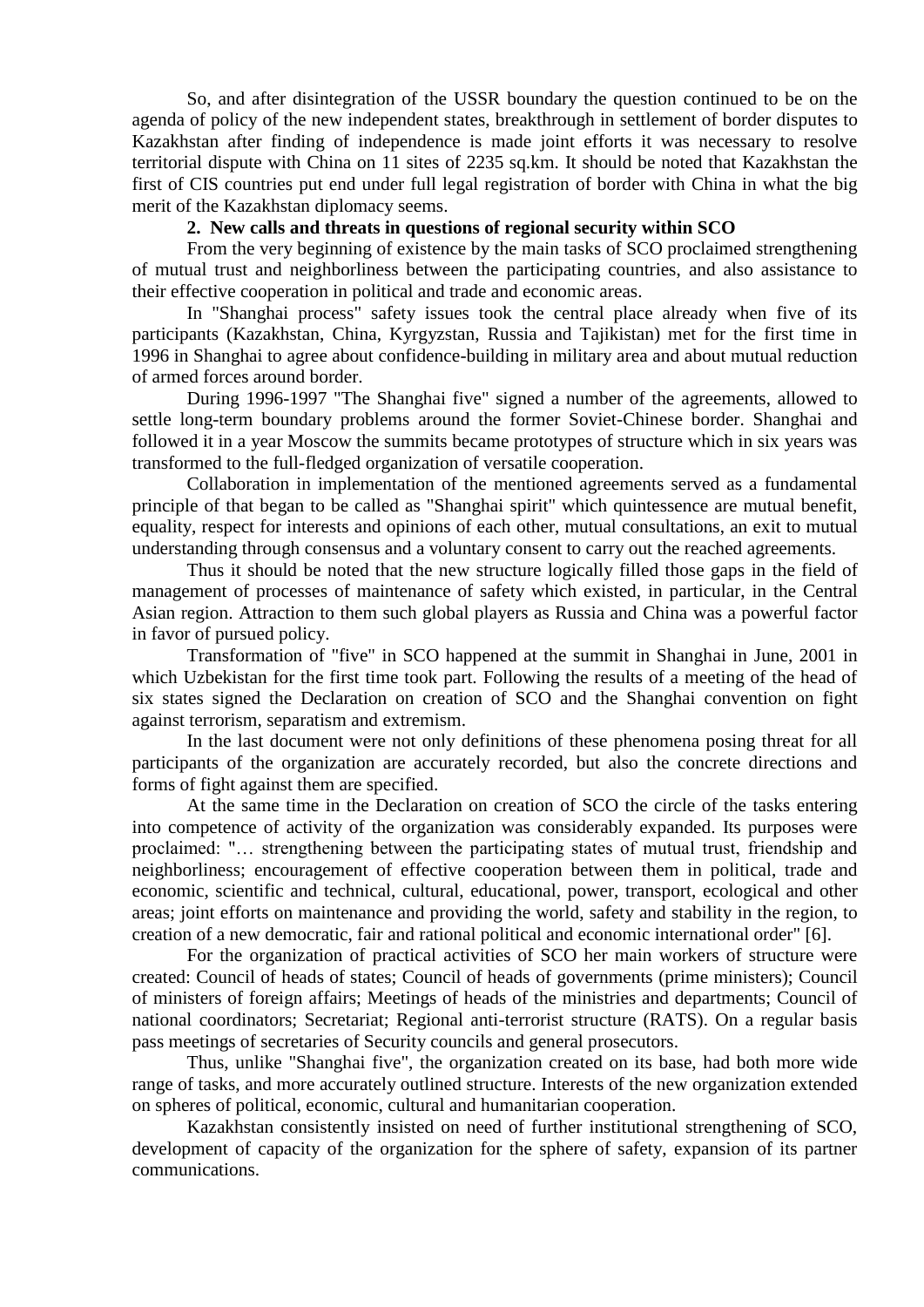So, and after disintegration of the USSR boundary the question continued to be on the agenda of policy of the new independent states, breakthrough in settlement of border disputes to Kazakhstan after finding of independence is made joint efforts it was necessary to resolve territorial dispute with China on 11 sites of 2235 sq.km. It should be noted that Kazakhstan the first of CIS countries put end under full legal registration of border with China in what the big merit of the Kazakhstan diplomacy seems.

## 2. New calls and threats in questions of regional security within SCO

From the very beginning of existence by the main tasks of SCO proclaimed strengthening of mutual trust and neighborliness between the participating countries, and also assistance to their effective cooperation in political and trade and economic areas.

In "Shanghai process" safety issues took the central place already when five of its participants (Kazakhstan, China, Kyrgyzstan, Russia and Tajikistan) met for the first time in 1996 in Shanghai to agree about confidence-building in military area and about mutual reduction of armed forces around border.

During 1996-1997 "The Shanghai five" signed a number of the agreements, allowed to settle long-term boundary problems around the former Soviet-Chinese border. Shanghai and followed it in a year Moscow the summits became prototypes of structure which in six years was transformed to the full-fledged organization of versatile cooperation.

Collaboration in implementation of the mentioned agreements served as a fundamental principle of that began to be called as "Shanghai spirit" which quintessence are mutual benefit, equality, respect for interests and opinions of each other, mutual consultations, an exit to mutual understanding through consensus and a voluntary consent to carry out the reached agreements.

Thus it should be noted that the new structure logically filled those gaps in the field of management of processes of maintenance of safety which existed, in particular, in the Central Asian region. Attraction to them such global players as Russia and China was a powerful factor in favor of pursued policy.

Transformation of "five" in SCO happened at the summit in Shanghai in June, 2001 in which Uzbekistan for the first time took part. Following the results of a meeting of the head of six states signed the Declaration on creation of SCO and the Shanghai convention on fight against terrorism, separatism and extremism.

In the last document were not only definitions of these phenomena posing threat for all participants of the organization are accurately recorded, but also the concrete directions and forms of fight against them are specified.

At the same time in the Declaration on creation of SCO the circle of the tasks entering into competence of activity of the organization was considerably expanded. Its purposes were proclaimed: "… strengthening between the participating states of mutual trust, friendship and neighborliness; encouragement of effective cooperation between them in political, trade and economic, scientific and technical, cultural, educational, power, transport, ecological and other areas; joint efforts on maintenance and providing the world, safety and stability in the region, to creation of a new democratic, fair and rational political and economic international order" [6].

For the organization of practical activities of SCO her main workers of structure were created: Council of heads of states; Council of heads of governments (prime ministers); Council of ministers of foreign affairs; Meetings of heads of the ministries and departments; Council of national coordinators; Secretariat; Regional anti-terrorist structure (RATS). On a regular basis pass meetings of secretaries of Security councils and general prosecutors.

Thus, unlike "Shanghai five", the organization created on its base, had both more wide range of tasks, and more accurately outlined structure. Interests of the new organization extended on spheres of political, economic, cultural and humanitarian cooperation.

Kazakhstan consistently insisted on need of further institutional strengthening of SCO, development of capacity of the organization for the sphere of safety, expansion of its partner communications.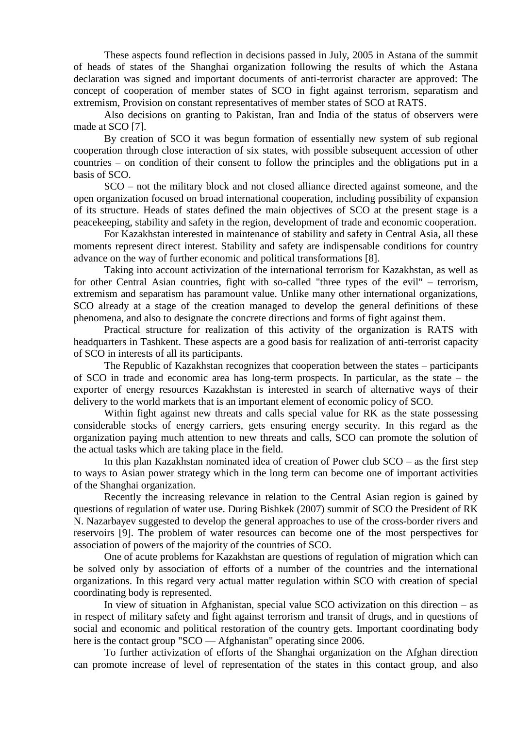These aspects found reflection in decisions passed in July, 2005 in Astana of the summit of heads of states of the Shanghai organization following the results of which the Astana declaration was signed and important documents of anti-terrorist character are approved: The concept of cooperation of member states of SCO in fight against terrorism, separatism and extremism, Provision on constant representatives of member states of SCO at RATS.

Also decisions on granting to Pakistan, Iran and India of the status of observers were made at SCO [7].

By creation of SCO it was begun formation of essentially new system of sub regional cooperation through close interaction of six states, with possible subsequent accession of other countries – on condition of their consent to follow the principles and the obligations put in a basis of SCO.

SCO – not the military block and not closed alliance directed against someone, and the open organization focused on broad international cooperation, including possibility of expansion of its structure. Heads of states defined the main objectives of SCO at the present stage is a peacekeeping, stability and safety in the region, development of trade and economic cooperation.

For Kazakhstan interested in maintenance of stability and safety in Central Asia, all these moments represent direct interest. Stability and safety are indispensable conditions for country advance on the way of further economic and political transformations [8].

Taking into account activization of the international terrorism for Kazakhstan, as well as for other Central Asian countries, fight with so-called "three types of the evil" – terrorism, extremism and separatism has paramount value. Unlike many other international organizations, SCO already at a stage of the creation managed to develop the general definitions of these phenomena, and also to designate the concrete directions and forms of fight against them.

Practical structure for realization of this activity of the organization is RATS with headquarters in Tashkent. These aspects are a good basis for realization of anti-terrorist capacity of SCO in interests of all its participants.

The Republic of Kazakhstan recognizes that cooperation between the states – participants of SCO in trade and economic area has long-term prospects. In particular, as the state – the exporter of energy resources Kazakhstan is interested in search of alternative ways of their delivery to the world markets that is an important element of economic policy of SCO.

Within fight against new threats and calls special value for RK as the state possessing considerable stocks of energy carriers, gets ensuring energy security. In this regard as the organization paying much attention to new threats and calls, SCO can promote the solution of the actual tasks which are taking place in the field.

In this plan Kazakhstan nominated idea of creation of Power club SCO – as the first step to ways to Asian power strategy which in the long term can become one of important activities of the Shanghai organization.

Recently the increasing relevance in relation to the Central Asian region is gained by questions of regulation of water use. During Bishkek (2007) summit of SCO the President of RK N. Nazarbayev suggested to develop the general approaches to use of the cross-border rivers and reservoirs [9]. The problem of water resources can become one of the most perspectives for association of powers of the majority of the countries of SCO.

One of acute problems for Kazakhstan are questions of regulation of migration which can be solved only by association of efforts of a number of the countries and the international organizations. In this regard very actual matter regulation within SCO with creation of special coordinating body is represented.

In view of situation in Afghanistan, special value SCO activization on this direction – as in respect of military safety and fight against terrorism and transit of drugs, and in questions of social and economic and political restoration of the country gets. Important coordinating body here is the contact group "SCO — Afghanistan" operating since 2006.

To further activization of efforts of the Shanghai organization on the Afghan direction can promote increase of level of representation of the states in this contact group, and also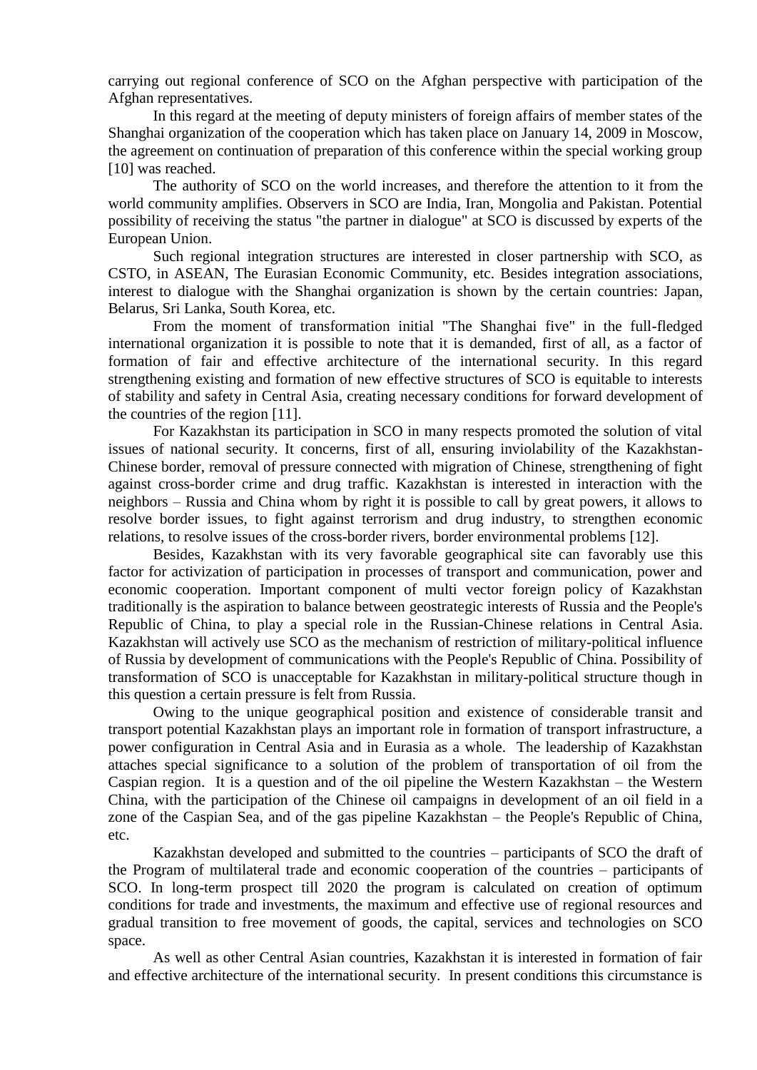carrying out regional conference of SCO on the Afghan perspective with participation of the Afghan representatives.

In this regard at the meeting of deputy ministers of foreign affairs of member states of the Shanghai organization of the cooperation which has taken place on January 14, 2009 in Moscow, the agreement on continuation of preparation of this conference within the special working group [10] was reached.

The authority of SCO on the world increases, and therefore the attention to it from the world community amplifies. Observers in SCO are India, Iran, Mongolia and Pakistan. Potential possibility of receiving the status "the partner in dialogue" at SCO is discussed by experts of the European Union.

Such regional integration structures are interested in closer partnership with SCO, as CSTO, in ASEAN, The Eurasian Economic Community, etc. Besides integration associations, interest to dialogue with the Shanghai organization is shown by the certain countries: Japan, Belarus, Sri Lanka, South Korea, etc.

From the moment of transformation initial "The Shanghai five" in the full-fledged international organization it is possible to note that it is demanded, first of all, as a factor of formation of fair and effective architecture of the international security. In this regard strengthening existing and formation of new effective structures of SCO is equitable to interests of stability and safety in Central Asia, creating necessary conditions for forward development of the countries of the region [11].

For Kazakhstan its participation in SCO in many respects promoted the solution of vital issues of national security. It concerns, first of all, ensuring inviolability of the Kazakhstan-Chinese border, removal of pressure connected with migration of Chinese, strengthening of fight against cross-border crime and drug traffic. Kazakhstan is interested in interaction with the neighbors – Russia and China whom by right it is possible to call by great powers, it allows to resolve border issues, to fight against terrorism and drug industry, to strengthen economic relations, to resolve issues of the cross-border rivers, border environmental problems [12].

Besides, Kazakhstan with its very favorable geographical site can favorably use this factor for activization of participation in processes of transport and communication, power and economic cooperation. Important component of multi vector foreign policy of Kazakhstan traditionally is the aspiration to balance between geostrategic interests of Russia and the People's Republic of China, to play a special role in the Russian-Chinese relations in Central Asia. Kazakhstan will actively use SCO as the mechanism of restriction of military-political influence of Russia by development of communications with the People's Republic of China. Possibility of transformation of SCO is unacceptable for Kazakhstan in military-political structure though in this question a certain pressure is felt from Russia.

Owing to the unique geographical position and existence of considerable transit and transport potential Kazakhstan plays an important role in formation of transport infrastructure, a power configuration in Central Asia and in Eurasia as a whole. The leadership of Kazakhstan attaches special significance to a solution of the problem of transportation of oil from the Caspian region. It is a question and of the oil pipeline the Western Kazakhstan – the Western China, with the participation of the Chinese oil campaigns in development of an oil field in a zone of the Caspian Sea, and of the gas pipeline Kazakhstan – the People's Republic of China, etc.

Kazakhstan developed and submitted to the countries – participants of SCO the draft of the Program of multilateral trade and economic cooperation of the countries – participants of SCO. In long-term prospect till 2020 the program is calculated on creation of optimum conditions for trade and investments, the maximum and effective use of regional resources and gradual transition to free movement of goods, the capital, services and technologies on SCO space.

As well as other Central Asian countries, Kazakhstan it is interested in formation of fair and effective architecture of the international security. In present conditions this circumstance is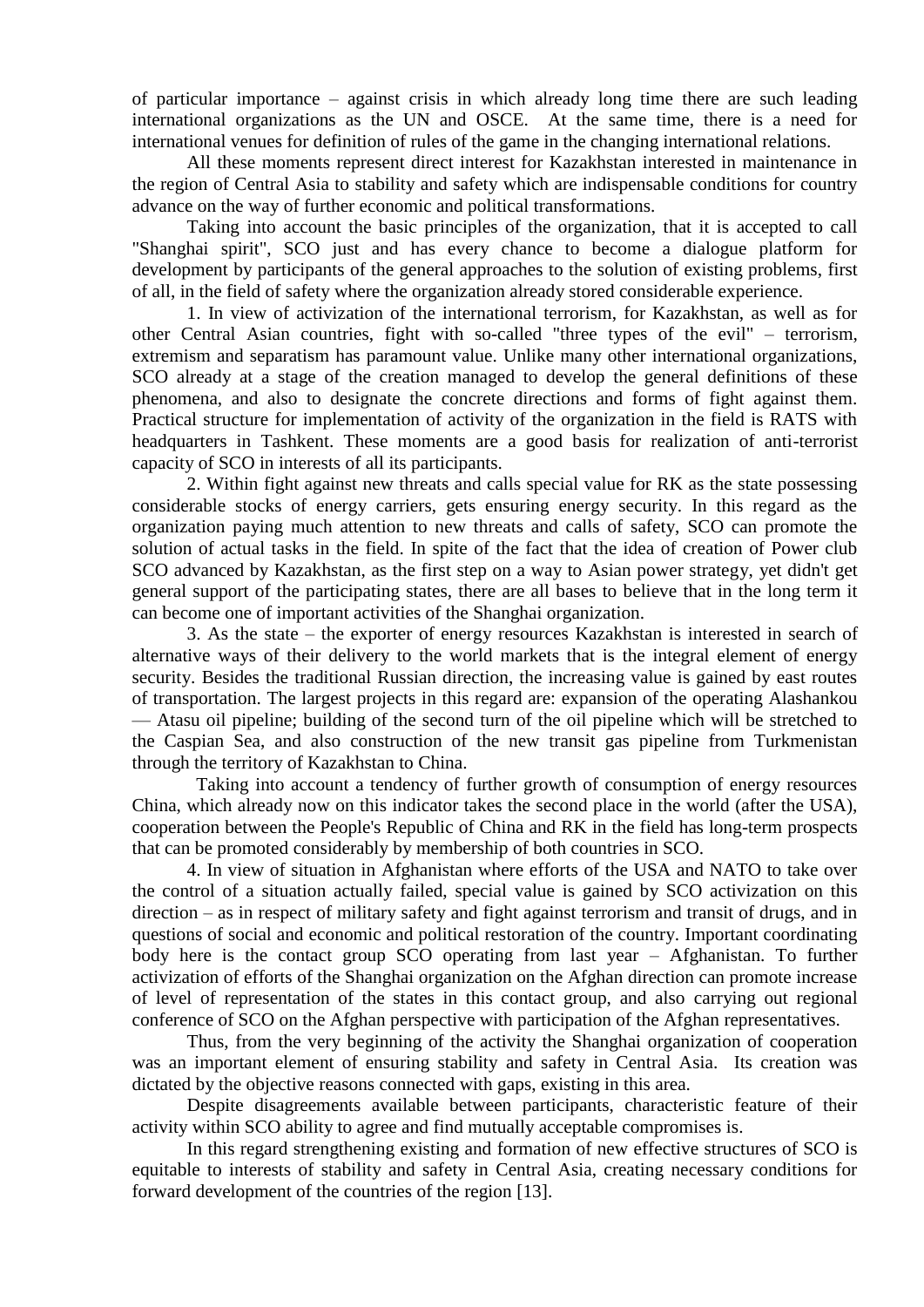of particular importance – against crisis in which already long time there are such leading international organizations as the UN and OSCE. At the same time, there is a need for international venues for definition of rules of the game in the changing international relations.

All these moments represent direct interest for Kazakhstan interested in maintenance in the region of Central Asia to stability and safety which are indispensable conditions for country advance on the way of further economic and political transformations.

Taking into account the basic principles of the organization, that it is accepted to call "Shanghai spirit", SCO just and has every chance to become a dialogue platform for development by participants of the general approaches to the solution of existing problems, first of all, in the field of safety where the organization already stored considerable experience.

1. In view of activization of the international terrorism, for Kazakhstan, as well as for other Central Asian countries, fight with so-called "three types of the evil" – terrorism, extremism and separatism has paramount value. Unlike many other international organizations, SCO already at a stage of the creation managed to develop the general definitions of these phenomena, and also to designate the concrete directions and forms of fight against them. Practical structure for implementation of activity of the organization in the field is RATS with headquarters in Tashkent. These moments are a good basis for realization of anti-terrorist capacity of SCO in interests of all its participants.

2. Within fight against new threats and calls special value for RK as the state possessing considerable stocks of energy carriers, gets ensuring energy security. In this regard as the organization paying much attention to new threats and calls of safety, SCO can promote the solution of actual tasks in the field. In spite of the fact that the idea of creation of Power club SCO advanced by Kazakhstan, as the first step on a way to Asian power strategy, yet didn't get general support of the participating states, there are all bases to believe that in the long term it can become one of important activities of the Shanghai organization.

3. As the state – the exporter of energy resources Kazakhstan is interested in search of alternative ways of their delivery to the world markets that is the integral element of energy security. Besides the traditional Russian direction, the increasing value is gained by east routes of transportation. The largest projects in this regard are: expansion of the operating Alashankou — Atasu oil pipeline; building of the second turn of the oil pipeline which will be stretched to the Caspian Sea, and also construction of the new transit gas pipeline from Turkmenistan through the territory of Kazakhstan to China.

Taking into account a tendency of further growth of consumption of energy resources China, which already now on this indicator takes the second place in the world (after the USA), cooperation between the People's Republic of China and RK in the field has long-term prospects that can be promoted considerably by membership of both countries in SCO.

4. In view of situation in Afghanistan where efforts of the USA and NATO to take over the control of a situation actually failed, special value is gained by SCO activization on this direction – as in respect of military safety and fight against terrorism and transit of drugs, and in questions of social and economic and political restoration of the country. Important coordinating body here is the contact group SCO operating from last year – Afghanistan. To further activization of efforts of the Shanghai organization on the Afghan direction can promote increase of level of representation of the states in this contact group, and also carrying out regional conference of SCO on the Afghan perspective with participation of the Afghan representatives.

Thus, from the very beginning of the activity the Shanghai organization of cooperation was an important element of ensuring stability and safety in Central Asia. Its creation was dictated by the objective reasons connected with gaps, existing in this area.

Despite disagreements available between participants, characteristic feature of their activity within SCO ability to agree and find mutually acceptable compromises is.

In this regard strengthening existing and formation of new effective structures of SCO is equitable to interests of stability and safety in Central Asia, creating necessary conditions for forward development of the countries of the region [13].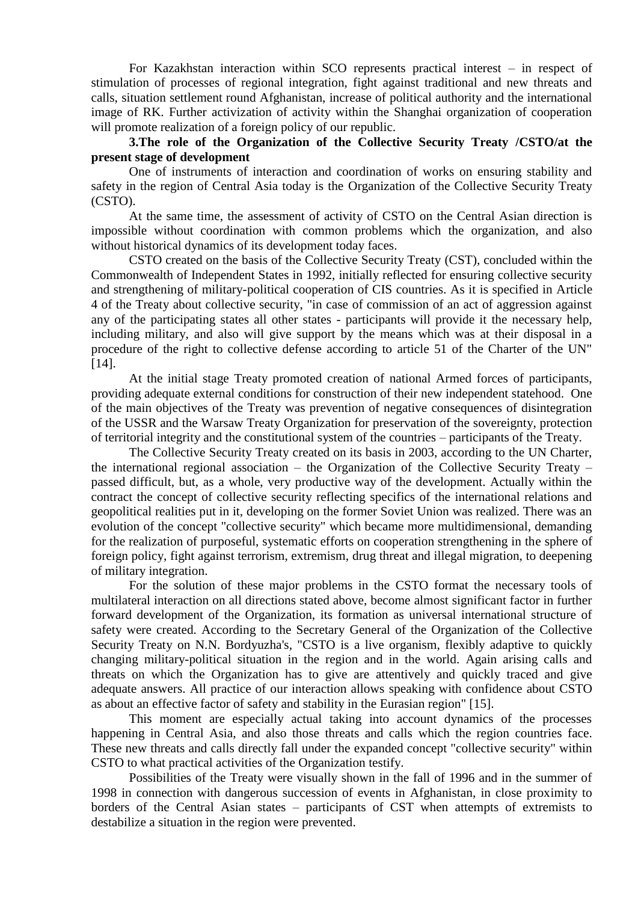For Kazakhstan interaction within SCO represents practical interest – in respect of stimulation of processes of regional integration, fight against traditional and new threats and calls, situation settlement round Afghanistan, increase of political authority and the international image of RK. Further activization of activity within the Shanghai organization of cooperation will promote realization of a foreign policy of our republic.

**3.The role of the Organization of the Collective Security Treaty /CSTO/at the present stage of development**

One of instruments of interaction and coordination of works on ensuring stability and safety in the region of Central Asia today is the Organization of the Collective Security Treaty (CSTO).

At the same time, the assessment of activity of CSTO on the Central Asian direction is impossible without coordination with common problems which the organization, and also without historical dynamics of its development today faces.

CSTO created on the basis of the Collective Security Treaty (CST), concluded within the Commonwealth of Independent States in 1992, initially reflected for ensuring collective security and strengthening of military-political cooperation of CIS countries. As it is specified in Article 4 of the Treaty about collective security, "in case of commission of an act of aggression against any of the participating states all other states - participants will provide it the necessary help, including military, and also will give support by the means which was at their disposal in a procedure of the right to collective defense according to article 51 of the Charter of the UN" [14].

At the initial stage Treaty promoted creation of national Armed forces of participants, providing adequate external conditions for construction of their new independent statehood. One of the main objectives of the Treaty was prevention of negative consequences of disintegration of the USSR and the Warsaw Treaty Organization for preservation of the sovereignty, protection of territorial integrity and the constitutional system of the countries – participants of the Treaty.

The Collective Security Treaty created on its basis in 2003, according to the UN Charter, the international regional association – the Organization of the Collective Security Treaty – passed difficult, but, as a whole, very productive way of the development. Actually within the contract the concept of collective security reflecting specifics of the international relations and geopolitical realities put in it, developing on the former Soviet Union was realized. There was an evolution of the concept "collective security" which became more multidimensional, demanding for the realization of purposeful, systematic efforts on cooperation strengthening in the sphere of foreign policy, fight against terrorism, extremism, drug threat and illegal migration, to deepening of military integration.

For the solution of these major problems in the CSTO format the necessary tools of multilateral interaction on all directions stated above, become almost significant factor in further forward development of the Organization, its formation as universal international structure of safety were created. According to the Secretary General of the Organization of the Collective Security Treaty on N.N. Bordyuzha's, "CSTO is a live organism, flexibly adaptive to quickly changing military-political situation in the region and in the world. Again arising calls and threats on which the Organization has to give are attentively and quickly traced and give adequate answers. All practice of our interaction allows speaking with confidence about CSTO as about an effective factor of safety and stability in the Eurasian region" [15].

This moment are especially actual taking into account dynamics of the processes happening in Central Asia, and also those threats and calls which the region countries face. These new threats and calls directly fall under the expanded concept "collective security" within CSTO to what practical activities of the Organization testify.

Possibilities of the Treaty were visually shown in the fall of 1996 and in the summer of 1998 in connection with dangerous succession of events in Afghanistan, in close proximity to borders of the Central Asian states – participants of CST when attempts of extremists to destabilize a situation in the region were prevented.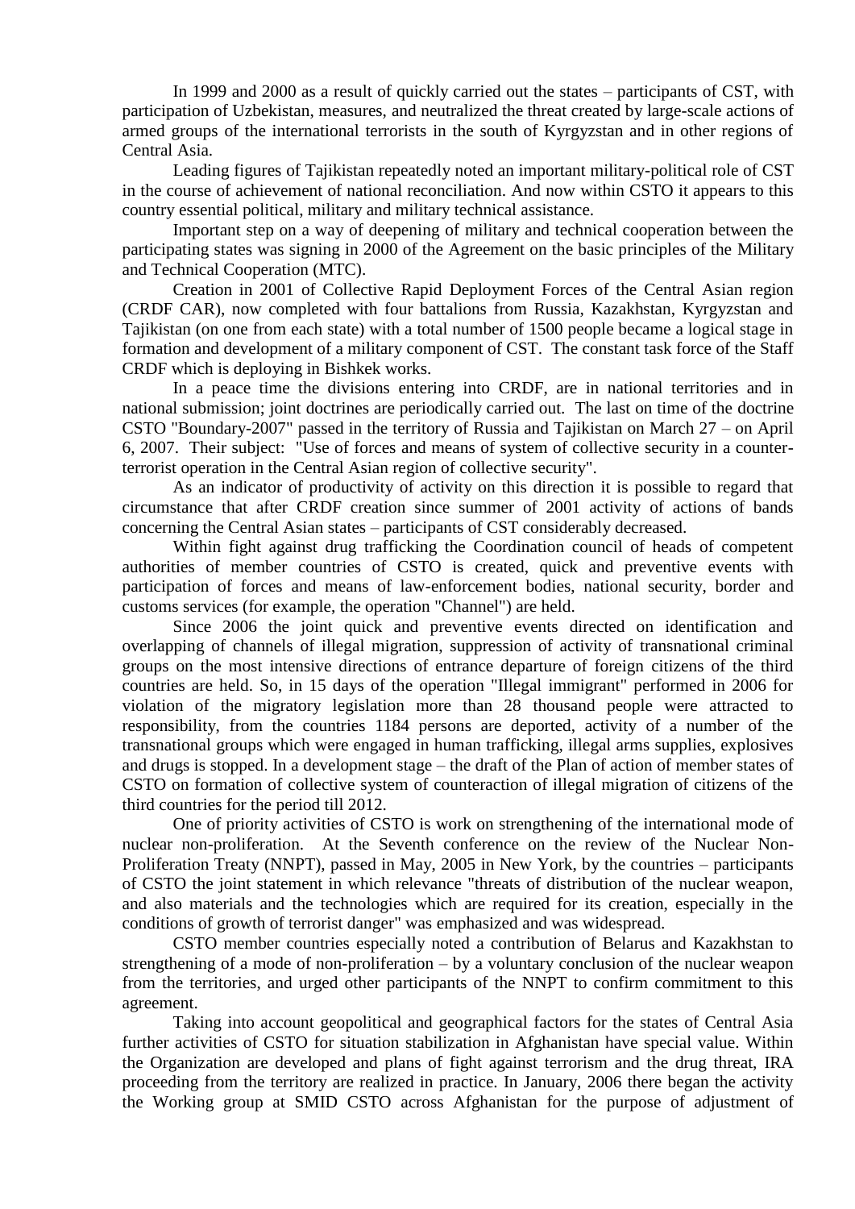In 1999 and 2000 as a result of quickly carried out the states – participants of CST, with participation of Uzbekistan, measures, and neutralized the threat created by large-scale actions of armed groups of the international terrorists in the south of Kyrgyzstan and in other regions of Central Asia.

Leading figures of Tajikistan repeatedly noted an important military-political role of CST in the course of achievement of national reconciliation. And now within CSTO it appears to this country essential political, military and military technical assistance.

Important step on a way of deepening of military and technical cooperation between the participating states was signing in 2000 of the Agreement on the basic principles of the Military and Technical Cooperation (MTC).

Creation in 2001 of Collective Rapid Deployment Forces of the Central Asian region (CRDF CAR), now completed with four battalions from Russia, Kazakhstan, Kyrgyzstan and Tajikistan (on one from each state) with a total number of 1500 people became a logical stage in formation and development of a military component of CST. The constant task force of the Staff CRDF which is deploying in Bishkek works.

In a peace time the divisions entering into CRDF, are in national territories and in national submission; joint doctrines are periodically carried out. The last on time of the doctrine CSTO "Boundary-2007" passed in the territory of Russia and Tajikistan on March 27 – on April 6, 2007. Their subject: "Use of forces and means of system of collective security in a counter-terrorist operation in the Central Asian region of collective security".

As an indicator of productivity of activity on this direction it is possible to regard that circumstance that after CRDF creation since summer of 2001 activity of actions of bands concerning the Central Asian states – participants of CST considerably decreased.

Within fight against drug trafficking the Coordination council of heads of competent authorities of member countries of CSTO is created, quick and preventive events with participation of forces and means of law-enforcement bodies, national security, border and customs services (for example, the operation "Channel") are held.

Since 2006 the joint quick and preventive events directed on identification and overlapping of channels of illegal migration, suppression of activity of transnational criminal groups on the most intensive directions of entrance departure of foreign citizens of the third countries are held. So, in 15 days of the operation "Illegal immigrant" performed in 2006 for violation of the migratory legislation more than 28 thousand people were attracted to responsibility, from the countries 1184 persons are deported, activity of a number of the transnational groups which were engaged in human trafficking, illegal arms supplies, explosives and drugs is stopped. In a development stage – the draft of the Plan of action of member states of CSTO on formation of collective system of counteraction of illegal migration of citizens of the third countries for the period till 2012.

One of priority activities of CSTO is work on strengthening of the international mode of nuclear non-proliferation. At the Seventh conference on the review of the Nuclear Non-Proliferation Treaty (NNPT), passed in May, 2005 in New York, by the countries – participants of CSTO the joint statement in which relevance "threats of distribution of the nuclear weapon, and also materials and the technologies which are required for its creation, especially in the conditions of growth of terrorist danger" was emphasized and was widespread.

CSTO member countries especially noted a contribution of Belarus and Kazakhstan to strengthening of a mode of non-proliferation – by a voluntary conclusion of the nuclear weapon from the territories, and urged other participants of the NNPT to confirm commitment to this agreement.

Taking into account geopolitical and geographical factors for the states of Central Asia further activities of CSTO for situation stabilization in Afghanistan have special value. Within the Organization are developed and plans of fight against terrorism and the drug threat, IRA proceeding from the territory are realized in practice. In January, 2006 there began the activity the Working group at SMID CSTO across Afghanistan for the purpose of adjustment of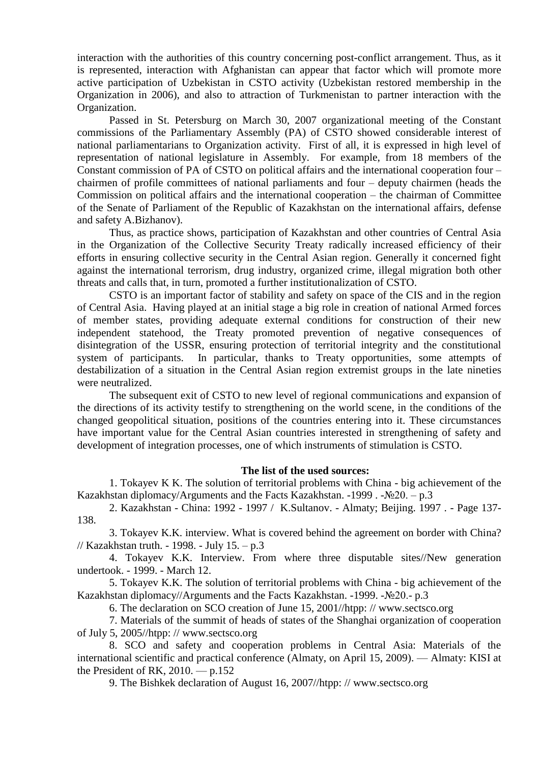interaction with the authorities of this country concerning post-conflict arrangement. Thus, as it is represented, interaction with Afghanistan can appear that factor which will promote more active participation of Uzbekistan in CSTO activity (Uzbekistan restored membership in the Organization in 2006), and also to attraction of Turkmenistan to partner interaction with the Organization.

Passed in St. Petersburg on March 30, 2007 organizational meeting of the Constant commissions of the Parliamentary Assembly (PA) of CSTO showed considerable interest of national parliamentarians to Organization activity. First of all, it is expressed in high level of representation of national legislature in Assembly. For example, from 18 members of the Constant commission of PA of CSTO on political affairs and the international cooperation four – chairmen of profile committees of national parliaments and four – deputy chairmen (heads the Commission on political affairs and the international cooperation – the chairman of Committee of the Senate of Parliament of the Republic of Kazakhstan on the international affairs, defense and safety A.Bizhanov).

Thus, as practice shows, participation of Kazakhstan and other countries of Central Asia in the Organization of the Collective Security Treaty radically increased efficiency of their efforts in ensuring collective security in the Central Asian region. Generally it concerned fight against the international terrorism, drug industry, organized crime, illegal migration both other threats and calls that, in turn, promoted a further institutionalization of CSTO.

CSTO is an important factor of stability and safety on space of the CIS and in the region of Central Asia. Having played at an initial stage a big role in creation of national Armed forces of member states, providing adequate external conditions for construction of their new independent statehood, the Treaty promoted prevention of negative consequences of disintegration of the USSR, ensuring protection of territorial integrity and the constitutional system of participants. In particular, thanks to Treaty opportunities, some attempts of destabilization of a situation in the Central Asian region extremist groups in the late nineties were neutralized.

The subsequent exit of CSTO to new level of regional communications and expansion of the directions of its activity testify to strengthening on the world scene, in the conditions of the changed geopolitical situation, positions of the countries entering into it. These circumstances have important value for the Central Asian countries interested in strengthening of safety and development of integration processes, one of which instruments of stimulation is CSTO.

**The list of the used sources:**

1. Tokayev K K. The solution of territorial problems with China - big achievement of the Kazakhstan diplomacy/Arguments and the Facts Kazakhstan. -1999 . -№20. – p.3
2. Kazakhstan - China: 1992 - 1997 / K.Sultanov. - Almaty; Beijing. 1997 . - Page 137-138.
3. Tokayev K.K. interview. What is covered behind the agreement on border with China? // Kazakhstan truth. - 1998. - July 15. – p.3
4. Tokayev K.K. Interview. From where three disputable sites//New generation undertook. - 1999. - March 12.
5. Tokayev K.K. The solution of territorial problems with China - big achievement of the Kazakhstan diplomacy//Arguments and the Facts Kazakhstan. -1999. -№20.- p.3
6. The declaration on SCO creation of June 15, 2001//htpp: // www.sectsco.org
7. Materials of the summit of heads of states of the Shanghai organization of cooperation of July 5, 2005//htpp: // www.sectsco.org
8. SCO and safety and cooperation problems in Central Asia: Materials of the international scientific and practical conference (Almaty, on April 15, 2009). — Almaty: KISI at the President of RK, 2010. — p.152
9. The Bishkek declaration of August 16, 2007//htpp: // www.sectsco.org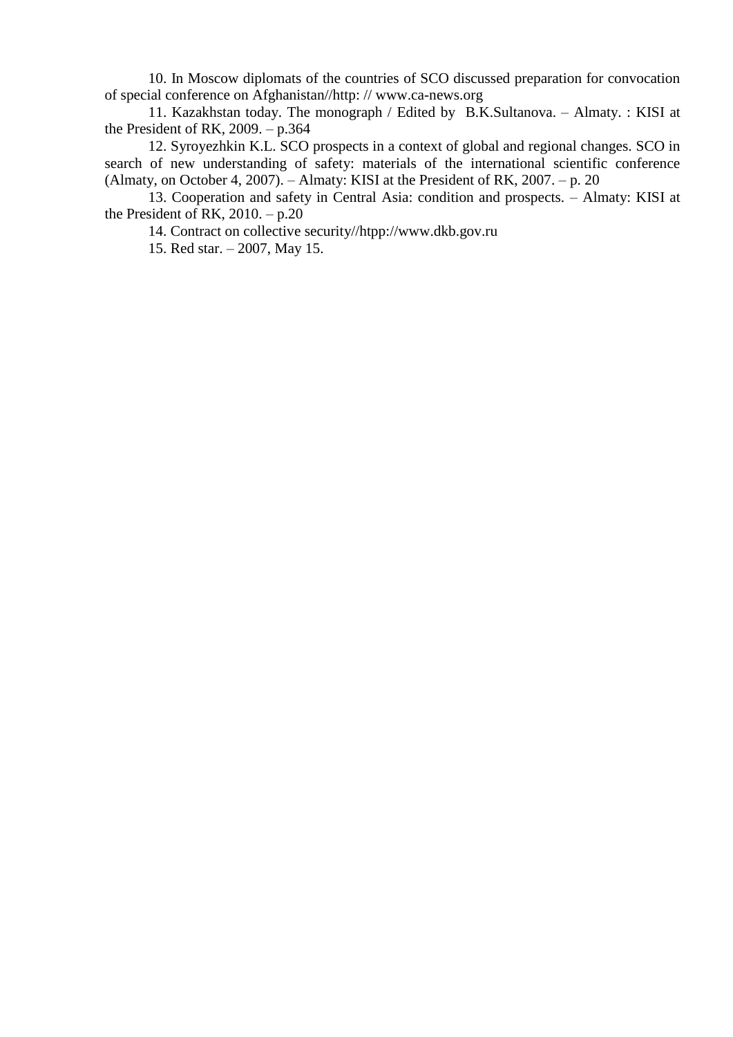10. In Moscow diplomats of the countries of SCO discussed preparation for convocation of special conference on Afghanistan//http: // www.ca-news.org

11. Kazakhstan today. The monograph / Edited by  B.K.Sultanova. – Almaty. : KISI at the President of RK, 2009. – p.364

12. Syroyezhkin K.L. SCO prospects in a context of global and regional changes. SCO in search of new understanding of safety: materials of the international scientific conference (Almaty, on October 4, 2007). – Almaty: KISI at the President of RK, 2007. – p. 20

13. Cooperation and safety in Central Asia: condition and prospects. – Almaty: KISI at the President of RK, 2010. – p.20

14. Contract on collective security//htpp://www.dkb.gov.ru

15. Red star. – 2007, May 15.